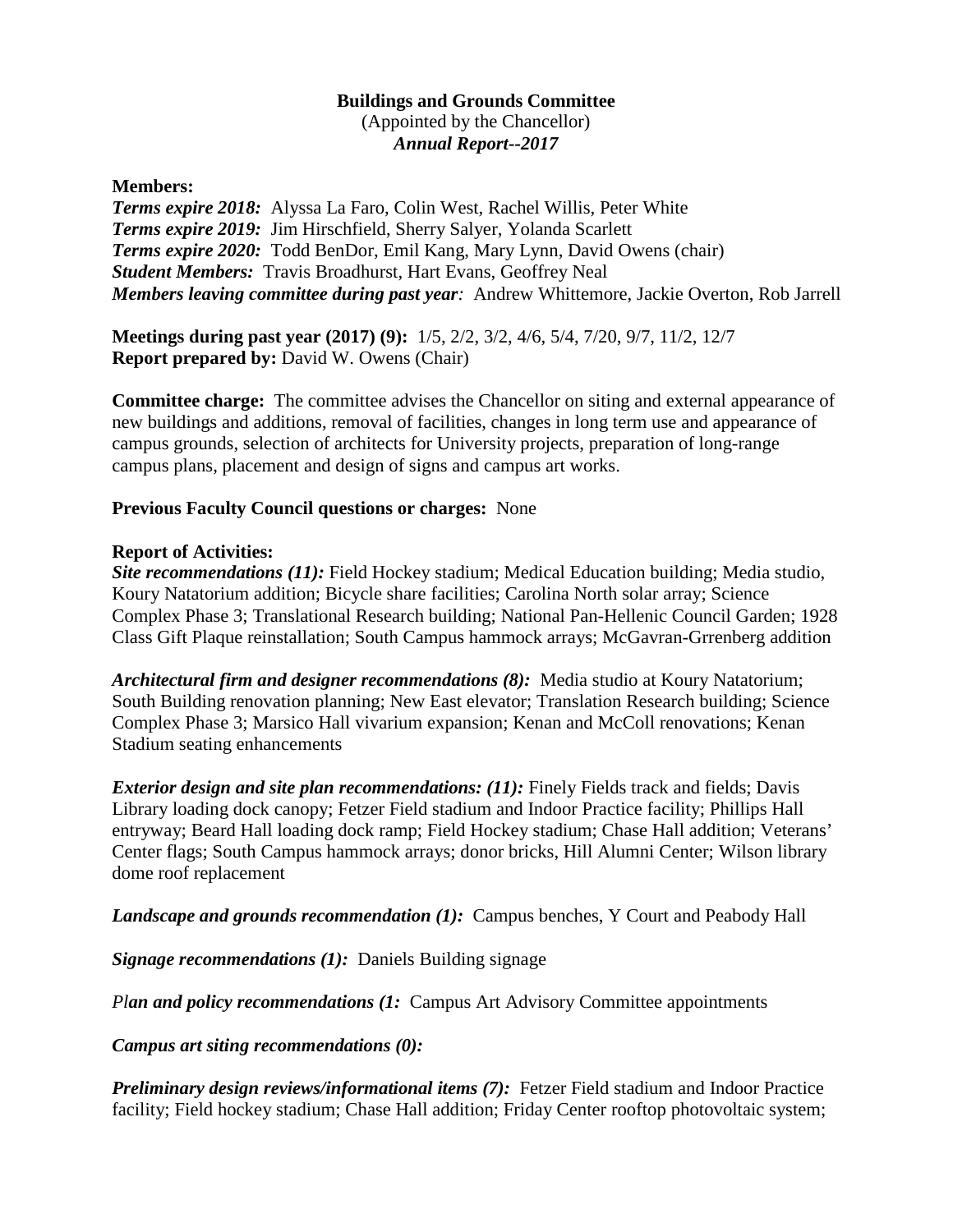**Buildings and Grounds Committee**
(Appointed by the Chancellor)
***Annual Report--2017***

**Members:**
***Terms expire 2018:*** Alyssa La Faro, Colin West, Rachel Willis, Peter White
***Terms expire 2019:*** Jim Hirschfield, Sherry Salyer, Yolanda Scarlett
***Terms expire 2020:*** Todd BenDor, Emil Kang, Mary Lynn, David Owens (chair)
***Student Members:*** Travis Broadhurst, Hart Evans, Geoffrey Neal
***Members leaving committee during past year:*** Andrew Whittemore, Jackie Overton, Rob Jarrell

**Meetings during past year (2017) (9):** 1/5, 2/2, 3/2, 4/6, 5/4, 7/20, 9/7, 11/2, 12/7
**Report prepared by:** David W. Owens (Chair)

**Committee charge:** The committee advises the Chancellor on siting and external appearance of new buildings and additions, removal of facilities, changes in long term use and appearance of campus grounds, selection of architects for University projects, preparation of long-range campus plans, placement and design of signs and campus art works.

**Previous Faculty Council questions or charges:** None

**Report of Activities:**
***Site recommendations (11):*** Field Hockey stadium; Medical Education building; Media studio, Koury Natatorium addition; Bicycle share facilities; Carolina North solar array; Science Complex Phase 3; Translational Research building; National Pan-Hellenic Council Garden; 1928 Class Gift Plaque reinstallation; South Campus hammock arrays; McGavran-Grrenberg addition

***Architectural firm and designer recommendations (8):*** Media studio at Koury Natatorium; South Building renovation planning; New East elevator; Translation Research building; Science Complex Phase 3; Marsico Hall vivarium expansion; Kenan and McColl renovations; Kenan Stadium seating enhancements

***Exterior design and site plan recommendations: (11):*** Finely Fields track and fields; Davis Library loading dock canopy; Fetzer Field stadium and Indoor Practice facility; Phillips Hall entryway; Beard Hall loading dock ramp; Field Hockey stadium; Chase Hall addition; Veterans' Center flags; South Campus hammock arrays; donor bricks, Hill Alumni Center; Wilson library dome roof replacement

***Landscape and grounds recommendation (1):*** Campus benches, Y Court and Peabody Hall

***Signage recommendations (1):*** Daniels Building signage

*P**lan and policy recommendations (1:*** Campus Art Advisory Committee appointments

***Campus art siting recommendations (0):***

***Preliminary design reviews/informational items (7):*** Fetzer Field stadium and Indoor Practice facility; Field hockey stadium; Chase Hall addition; Friday Center rooftop photovoltaic system;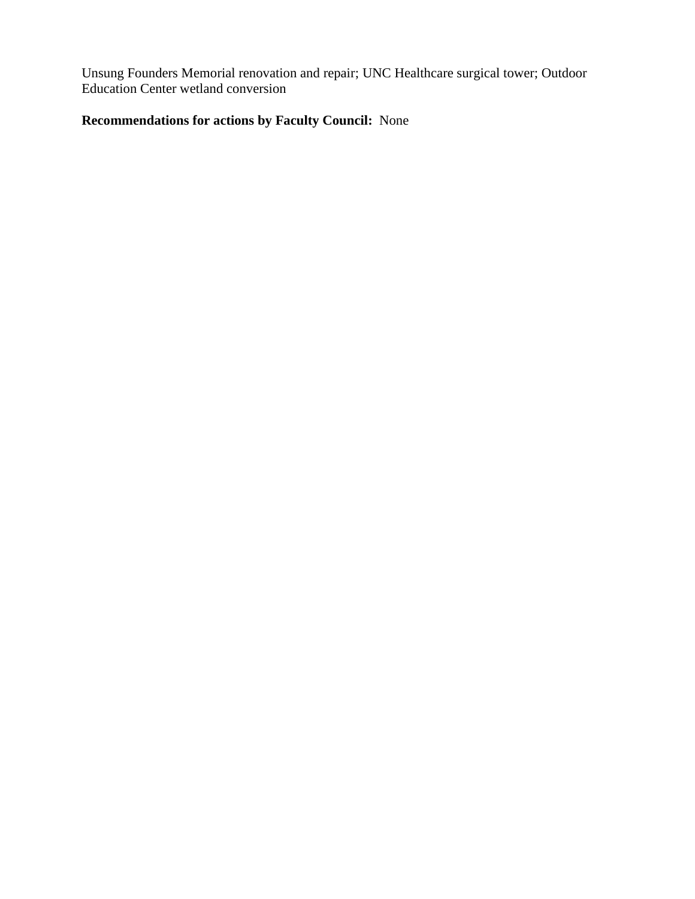Unsung Founders Memorial renovation and repair; UNC Healthcare surgical tower; Outdoor Education Center wetland conversion

**Recommendations for actions by Faculty Council:** None